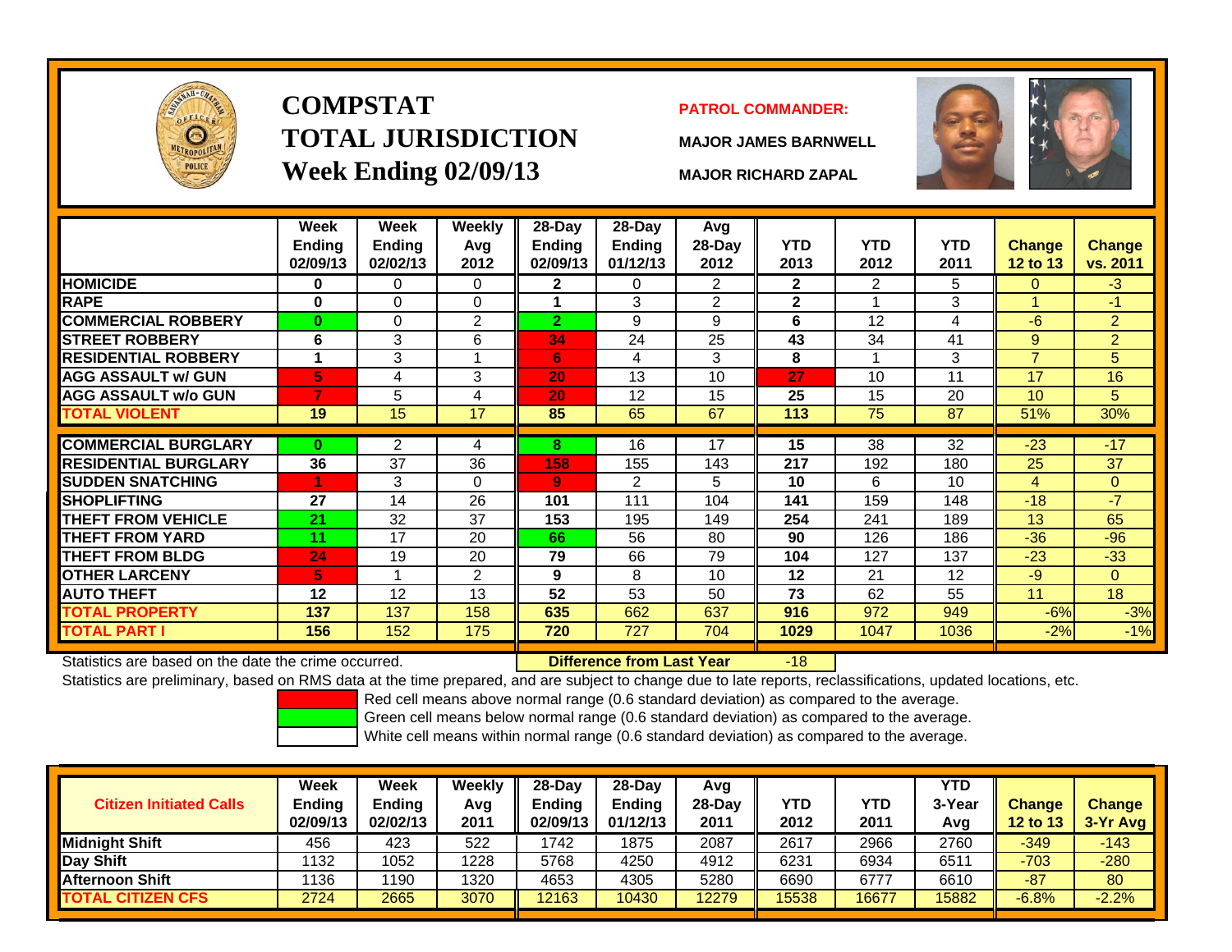# COMPSTAT TOTAL JURISDICTION
## Week Ending 02/09/13

**PATROL COMMANDER:**

**MAJOR JAMES BARNWELL**

**MAJOR RICHARD ZAPAL**

| | Week Ending 02/09/13 | Week Ending 02/02/13 | Weekly Avg 2012 | 28-Day Ending 02/09/13 | 28-Day Ending 01/12/13 | Avg 28-Day 2012 | YTD 2013 | YTD 2012 | YTD 2011 | Change 12 to 13 | Change vs. 2011 |
|---|---|---|---|---|---|---|---|---|---|---|---|
| **HOMICIDE** | **0** | 0 | 0 | **2** | 0 | 2 | **2** | 2 | 5 | 0 | -3 |
| **RAPE** | **0** | 0 | 0 | **1** | 3 | 2 | **2** | 1 | 3 | 1 | -1 |
| **COMMERCIAL ROBBERY** | **0** | 0 | 2 | **2** | 9 | 9 | **6** | 12 | 4 | -6 | 2 |
| **STREET ROBBERY** | **6** | 3 | 6 | **34** | 24 | 25 | **43** | 34 | 41 | 9 | 2 |
| **RESIDENTIAL ROBBERY** | **1** | 3 | 1 | **6** | 4 | 3 | **8** | 1 | 3 | 7 | 5 |
| **AGG ASSAULT w/ GUN** | **5** | 4 | 3 | **20** | 13 | 10 | **27** | 10 | 11 | 17 | 16 |
| **AGG ASSAULT w/o GUN** | **7** | 5 | 4 | **20** | 12 | 15 | **25** | 15 | 20 | 10 | 5 |
| **TOTAL VIOLENT** | **19** | 15 | 17 | **85** | 65 | 67 | **113** | 75 | 87 | 51% | 30% |
| **COMMERCIAL BURGLARY** | **0** | 2 | 4 | **8** | 16 | 17 | **15** | 38 | 32 | -23 | -17 |
| **RESIDENTIAL BURGLARY** | **36** | 37 | 36 | **158** | 155 | 143 | **217** | 192 | 180 | 25 | 37 |
| **SUDDEN SNATCHING** | **1** | 3 | 0 | **9** | 2 | 5 | **10** | 6 | 10 | 4 | 0 |
| **SHOPLIFTING** | **27** | 14 | 26 | **101** | 111 | 104 | **141** | 159 | 148 | -18 | -7 |
| **THEFT FROM VEHICLE** | **21** | 32 | 37 | **153** | 195 | 149 | **254** | 241 | 189 | 13 | 65 |
| **THEFT FROM YARD** | **11** | 17 | 20 | **66** | 56 | 80 | **90** | 126 | 186 | -36 | -96 |
| **THEFT FROM BLDG** | **24** | 19 | 20 | **79** | 66 | 79 | **104** | 127 | 137 | -23 | -33 |
| **OTHER LARCENY** | **5** | 1 | 2 | **9** | 8 | 10 | **12** | 21 | 12 | -9 | 0 |
| **AUTO THEFT** | **12** | 12 | 13 | **52** | 53 | 50 | **73** | 62 | 55 | 11 | 18 |
| **TOTAL PROPERTY** | **137** | 137 | 158 | **635** | 662 | 637 | **916** | 972 | 949 | -6% | -3% |
| **TOTAL PART I** | **156** | 152 | 175 | **720** | 727 | 704 | **1029** | 1047 | 1036 | -2% | -1% |

Statistics are based on the date the crime occurred. **Difference from Last Year** -18

Statistics are preliminary, based on RMS data at the time prepared, and are subject to change due to late reports, reclassifications, updated locations, etc.

Red cell means above normal range (0.6 standard deviation) as compared to the average.

Green cell means below normal range (0.6 standard deviation) as compared to the average.

White cell means within normal range (0.6 standard deviation) as compared to the average.

| Citizen Initiated Calls | Week Ending 02/09/13 | Week Ending 02/02/13 | Weekly Avg 2011 | 28-Day Ending 02/09/13 | 28-Day Ending 01/12/13 | Avg 28-Day 2011 | YTD 2012 | YTD 2011 | YTD 3-Year Avg | Change 12 to 13 | Change 3-Yr Avg |
|---|---|---|---|---|---|---|---|---|---|---|---|
| **Midnight Shift** | 456 | 423 | 522 | 1742 | 1875 | 2087 | 2617 | 2966 | 2760 | -349 | -143 |
| **Day Shift** | 1132 | 1052 | 1228 | 5768 | 4250 | 4912 | 6231 | 6934 | 6511 | -703 | -280 |
| **Afternoon Shift** | 1136 | 1190 | 1320 | 4653 | 4305 | 5280 | 6690 | 6777 | 6610 | -87 | 80 |
| **TOTAL CITIZEN CFS** | 2724 | 2665 | 3070 | 12163 | 10430 | 12279 | 15538 | 16677 | 15882 | -6.8% | -2.2% |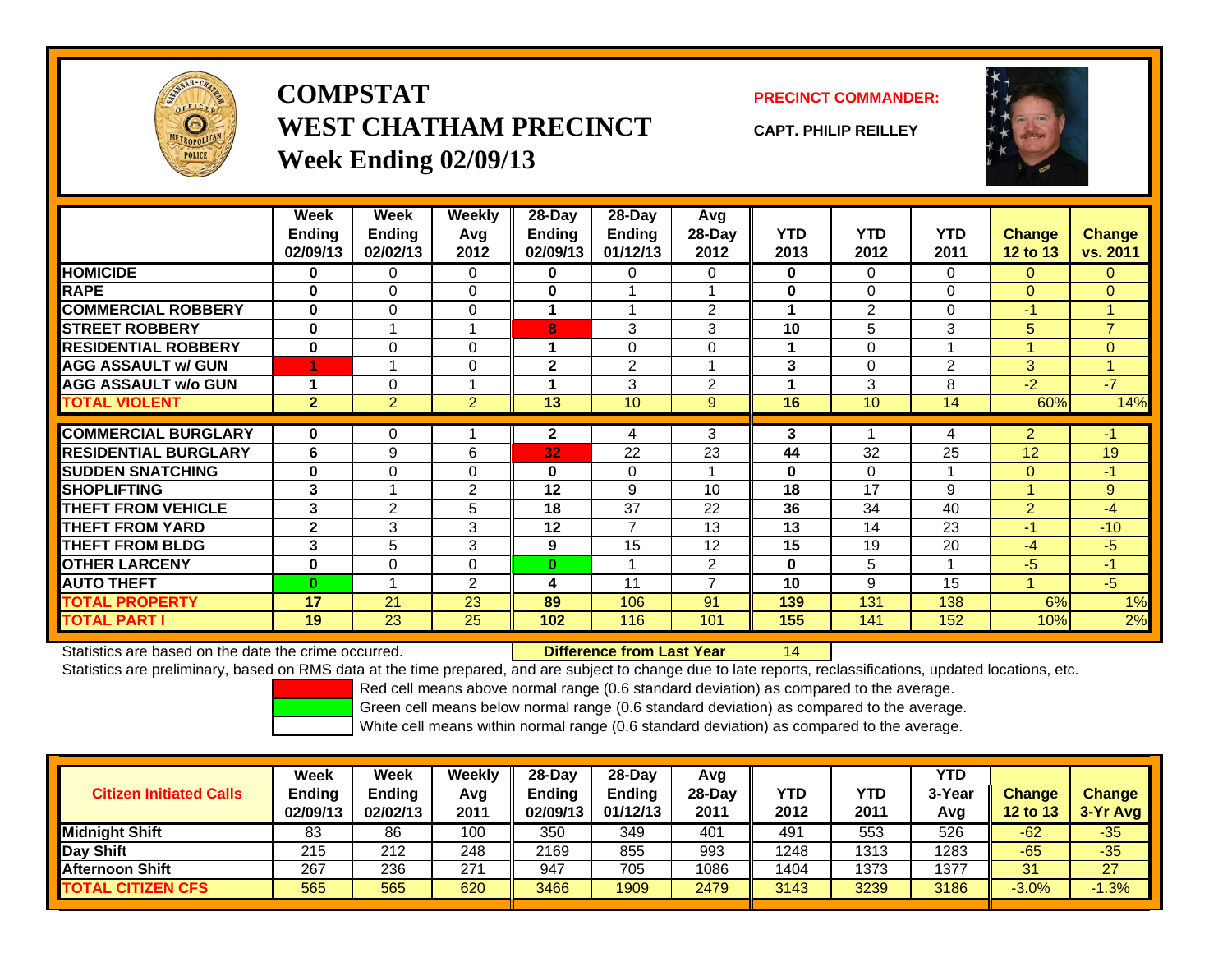# COMPSTAT
# WEST CHATHAM PRECINCT
## Week Ending 02/09/13

**PRECINCT COMMANDER:**

**CAPT. PHILIP REILLEY**

| | Week Ending 02/09/13 | Week Ending 02/02/13 | Weekly Avg 2012 | 28-Day Ending 02/09/13 | 28-Day Ending 01/12/13 | Avg 28-Day 2012 | YTD 2013 | YTD 2012 | YTD 2011 | Change 12 to 13 | Change vs. 2011 |
|---|---|---|---|---|---|---|---|---|---|---|---|
| HOMICIDE | 0 | 0 | 0 | 0 | 0 | 0 | 0 | 0 | 0 | 0 | 0 |
| RAPE | 0 | 0 | 0 | 0 | 1 | 1 | 0 | 0 | 0 | 0 | 0 |
| COMMERCIAL ROBBERY | 0 | 0 | 0 | 1 | 1 | 2 | 1 | 2 | 0 | -1 | 1 |
| STREET ROBBERY | 0 | 1 | 1 | 8 | 3 | 3 | 10 | 5 | 3 | 5 | 7 |
| RESIDENTIAL ROBBERY | 0 | 0 | 0 | 1 | 0 | 0 | 1 | 0 | 1 | 1 | 0 |
| AGG ASSAULT w/ GUN | 1 | 1 | 0 | 2 | 2 | 1 | 3 | 0 | 2 | 3 | 1 |
| AGG ASSAULT w/o GUN | 1 | 0 | 1 | 1 | 3 | 2 | 1 | 3 | 8 | -2 | -7 |
| TOTAL VIOLENT | 2 | 2 | 2 | 13 | 10 | 9 | 16 | 10 | 14 | 60% | 14% |
| COMMERCIAL BURGLARY | 0 | 0 | 1 | 2 | 4 | 3 | 3 | 1 | 4 | 2 | -1 |
| RESIDENTIAL BURGLARY | 6 | 9 | 6 | 32 | 22 | 23 | 44 | 32 | 25 | 12 | 19 |
| SUDDEN SNATCHING | 0 | 0 | 0 | 0 | 0 | 1 | 0 | 0 | 1 | 0 | -1 |
| SHOPLIFTING | 3 | 1 | 2 | 12 | 9 | 10 | 18 | 17 | 9 | 1 | 9 |
| THEFT FROM VEHICLE | 3 | 2 | 5 | 18 | 37 | 22 | 36 | 34 | 40 | 2 | -4 |
| THEFT FROM YARD | 2 | 3 | 3 | 12 | 7 | 13 | 13 | 14 | 23 | -1 | -10 |
| THEFT FROM BLDG | 3 | 5 | 3 | 9 | 15 | 12 | 15 | 19 | 20 | -4 | -5 |
| OTHER LARCENY | 0 | 0 | 0 | 0 | 1 | 2 | 0 | 5 | 1 | -5 | -1 |
| AUTO THEFT | 0 | 1 | 2 | 4 | 11 | 7 | 10 | 9 | 15 | 1 | -5 |
| TOTAL PROPERTY | 17 | 21 | 23 | 89 | 106 | 91 | 139 | 131 | 138 | 6% | 1% |
| TOTAL PART I | 19 | 23 | 25 | 102 | 116 | 101 | 155 | 141 | 152 | 10% | 2% |

Statistics are based on the date the crime occurred. **Difference from Last Year** 14

Statistics are preliminary, based on RMS data at the time prepared, and are subject to change due to late reports, reclassifications, updated locations, etc.

Red cell means above normal range (0.6 standard deviation) as compared to the average.

Green cell means below normal range (0.6 standard deviation) as compared to the average.

White cell means within normal range (0.6 standard deviation) as compared to the average.

| Citizen Initiated Calls | Week Ending 02/09/13 | Week Ending 02/02/13 | Weekly Avg 2011 | 28-Day Ending 02/09/13 | 28-Day Ending 01/12/13 | Avg 28-Day 2011 | YTD 2012 | YTD 2011 | YTD 3-Year Avg | Change 12 to 13 | Change 3-Yr Avg |
|---|---|---|---|---|---|---|---|---|---|---|---|
| Midnight Shift | 83 | 86 | 100 | 350 | 349 | 401 | 491 | 553 | 526 | -62 | -35 |
| Day Shift | 215 | 212 | 248 | 2169 | 855 | 993 | 1248 | 1313 | 1283 | -65 | -35 |
| Afternoon Shift | 267 | 236 | 271 | 947 | 705 | 1086 | 1404 | 1373 | 1377 | 31 | 27 |
| TOTAL CITIZEN CFS | 565 | 565 | 620 | 3466 | 1909 | 2479 | 3143 | 3239 | 3186 | -3.0% | -1.3% |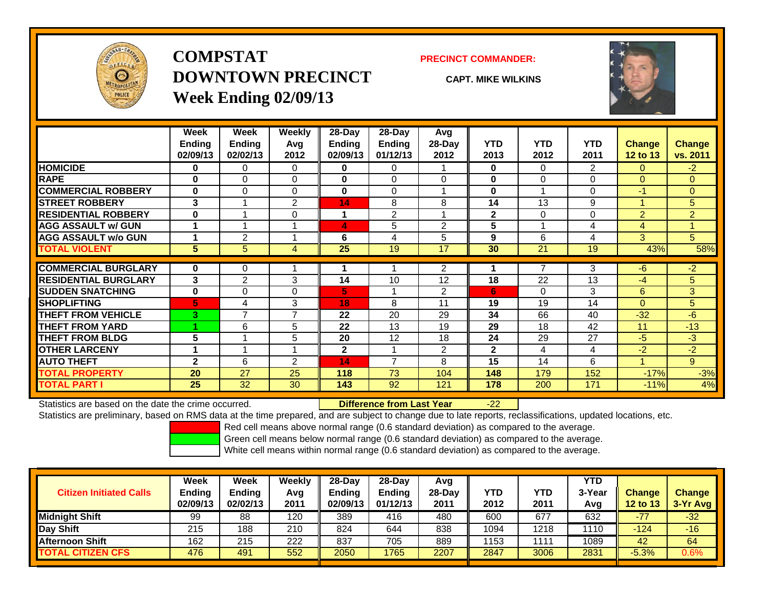# COMPSTAT
# DOWNTOWN PRECINCT
## Week Ending 02/09/13

**PRECINCT COMMANDER:**

**CAPT. MIKE WILKINS**

| | Week Ending 02/09/13 | Week Ending 02/02/13 | Weekly Avg 2012 | 28-Day Ending 02/09/13 | 28-Day Ending 01/12/13 | Avg 28-Day 2012 | YTD 2013 | YTD 2012 | YTD 2011 | Change 12 to 13 | Change vs. 2011 |
|---|---|---|---|---|---|---|---|---|---|---|---|
| HOMICIDE | 0 | 0 | 0 | 0 | 0 | 1 | 0 | 0 | 2 | 0 | -2 |
| RAPE | 0 | 0 | 0 | 0 | 0 | 0 | 0 | 0 | 0 | 0 | 0 |
| COMMERCIAL ROBBERY | 0 | 0 | 0 | 0 | 0 | 1 | 0 | 1 | 0 | -1 | 0 |
| STREET ROBBERY | 3 | 1 | 2 | 14 | 8 | 8 | 14 | 13 | 9 | 1 | 5 |
| RESIDENTIAL ROBBERY | 0 | 1 | 0 | 1 | 2 | 1 | 2 | 0 | 0 | 2 | 2 |
| AGG ASSAULT w/ GUN | 1 | 1 | 1 | 4 | 5 | 2 | 5 | 1 | 4 | 4 | 1 |
| AGG ASSAULT w/o GUN | 1 | 2 | 1 | 6 | 4 | 5 | 9 | 6 | 4 | 3 | 5 |
| TOTAL VIOLENT | 5 | 5 | 4 | 25 | 19 | 17 | 30 | 21 | 19 | 43% | 58% |
| COMMERCIAL BURGLARY | 0 | 0 | 1 | 1 | 1 | 2 | 1 | 7 | 3 | -6 | -2 |
| RESIDENTIAL BURGLARY | 3 | 2 | 3 | 14 | 10 | 12 | 18 | 22 | 13 | -4 | 5 |
| SUDDEN SNATCHING | 0 | 0 | 0 | 5 | 1 | 2 | 6 | 0 | 3 | 6 | 3 |
| SHOPLIFTING | 5 | 4 | 3 | 18 | 8 | 11 | 19 | 19 | 14 | 0 | 5 |
| THEFT FROM VEHICLE | 3 | 7 | 7 | 22 | 20 | 29 | 34 | 66 | 40 | -32 | -6 |
| THEFT FROM YARD | 1 | 6 | 5 | 22 | 13 | 19 | 29 | 18 | 42 | 11 | -13 |
| THEFT FROM BLDG | 5 | 1 | 5 | 20 | 12 | 18 | 24 | 29 | 27 | -5 | -3 |
| OTHER LARCENY | 1 | 1 | 1 | 2 | 1 | 2 | 2 | 4 | 4 | -2 | -2 |
| AUTO THEFT | 2 | 6 | 2 | 14 | 7 | 8 | 15 | 14 | 6 | 1 | 9 |
| TOTAL PROPERTY | 20 | 27 | 25 | 118 | 73 | 104 | 148 | 179 | 152 | -17% | -3% |
| TOTAL PART I | 25 | 32 | 30 | 143 | 92 | 121 | 178 | 200 | 171 | -11% | 4% |

Statistics are based on the date the crime occurred. **Difference from Last Year** -22

Statistics are preliminary, based on RMS data at the time prepared, and are subject to change due to late reports, reclassifications, updated locations, etc.

Red cell means above normal range (0.6 standard deviation) as compared to the average.
Green cell means below normal range (0.6 standard deviation) as compared to the average.
White cell means within normal range (0.6 standard deviation) as compared to the average.

| Citizen Initiated Calls | Week Ending 02/09/13 | Week Ending 02/02/13 | Weekly Avg 2011 | 28-Day Ending 02/09/13 | 28-Day Ending 01/12/13 | Avg 28-Day 2011 | YTD 2012 | YTD 2011 | YTD 3-Year Avg | Change 12 to 13 | Change 3-Yr Avg |
|---|---|---|---|---|---|---|---|---|---|---|---|
| Midnight Shift | 99 | 88 | 120 | 389 | 416 | 480 | 600 | 677 | 632 | -77 | -32 |
| Day Shift | 215 | 188 | 210 | 824 | 644 | 838 | 1094 | 1218 | 1110 | -124 | -16 |
| Afternoon Shift | 162 | 215 | 222 | 837 | 705 | 889 | 1153 | 1111 | 1089 | 42 | 64 |
| TOTAL CITIZEN CFS | 476 | 491 | 552 | 2050 | 1765 | 2207 | 2847 | 3006 | 2831 | -5.3% | 0.6% |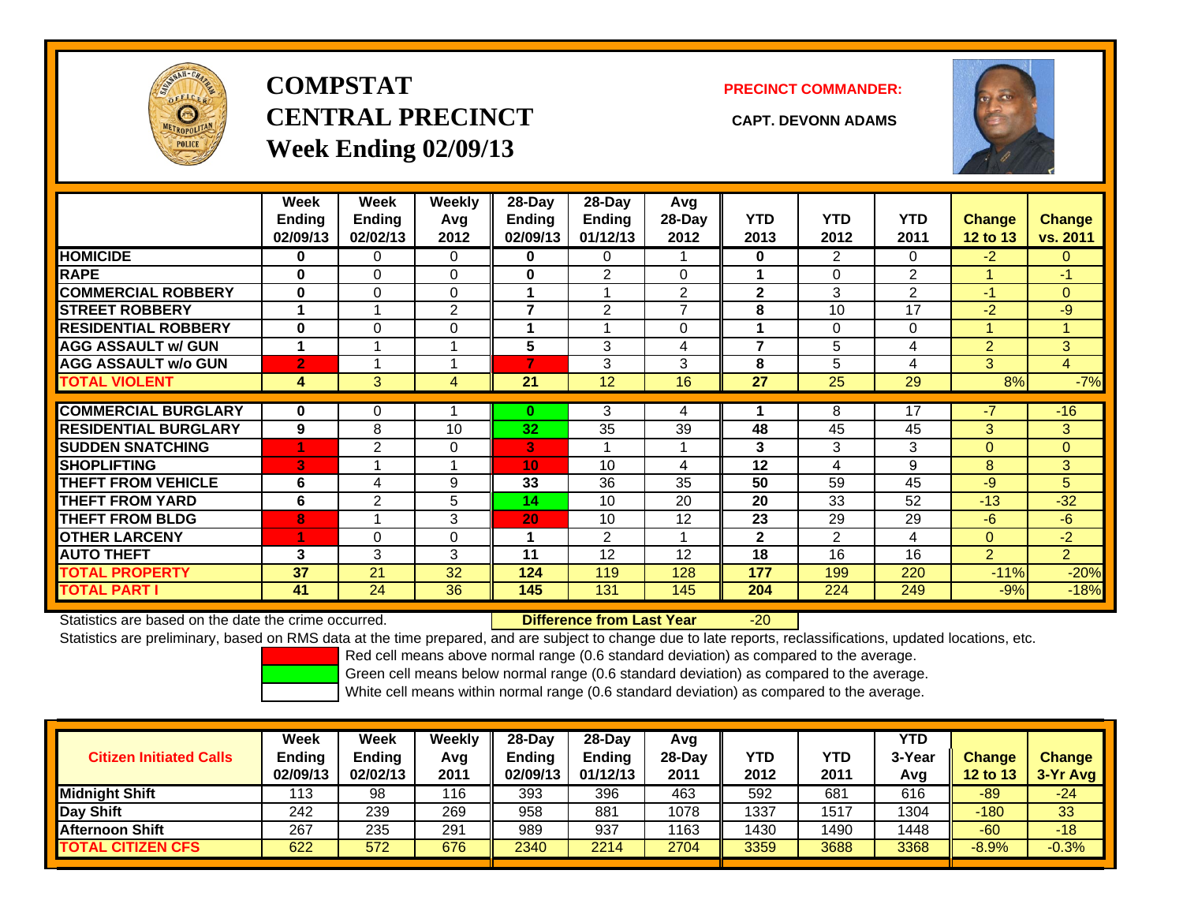# COMPSTAT
# CENTRAL PRECINCT
## Week Ending 02/09/13

**PRECINCT COMMANDER:**

**CAPT. DEVONN ADAMS**

| | Week Ending 02/09/13 | Week Ending 02/02/13 | Weekly Avg 2012 | 28-Day Ending 02/09/13 | 28-Day Ending 01/12/13 | Avg 28-Day 2012 | YTD 2013 | YTD 2012 | YTD 2011 | Change 12 to 13 | Change vs. 2011 |
|---|---|---|---|---|---|---|---|---|---|---|---|
| HOMICIDE | 0 | 0 | 0 | 0 | 0 | 1 | 0 | 2 | 0 | -2 | 0 |
| RAPE | 0 | 0 | 0 | 0 | 2 | 0 | 1 | 0 | 2 | 1 | -1 |
| COMMERCIAL ROBBERY | 0 | 0 | 0 | 1 | 1 | 2 | 2 | 3 | 2 | -1 | 0 |
| STREET ROBBERY | 1 | 1 | 2 | 7 | 2 | 7 | 8 | 10 | 17 | -2 | -9 |
| RESIDENTIAL ROBBERY | 0 | 0 | 0 | 1 | 1 | 0 | 1 | 0 | 0 | 1 | 1 |
| AGG ASSAULT w/ GUN | 1 | 1 | 1 | 5 | 3 | 4 | 7 | 5 | 4 | 2 | 3 |
| AGG ASSAULT w/o GUN | 2 | 1 | 1 | 7 | 3 | 3 | 8 | 5 | 4 | 3 | 4 |
| TOTAL VIOLENT | 4 | 3 | 4 | 21 | 12 | 16 | 27 | 25 | 29 | 8% | -7% |
| COMMERCIAL BURGLARY | 0 | 0 | 1 | 0 | 3 | 4 | 1 | 8 | 17 | -7 | -16 |
| RESIDENTIAL BURGLARY | 9 | 8 | 10 | 32 | 35 | 39 | 48 | 45 | 45 | 3 | 3 |
| SUDDEN SNATCHING | 1 | 2 | 0 | 3 | 1 | 1 | 3 | 3 | 3 | 0 | 0 |
| SHOPLIFTING | 3 | 1 | 1 | 10 | 10 | 4 | 12 | 4 | 9 | 8 | 3 |
| THEFT FROM VEHICLE | 6 | 4 | 9 | 33 | 36 | 35 | 50 | 59 | 45 | -9 | 5 |
| THEFT FROM YARD | 6 | 2 | 5 | 14 | 10 | 20 | 20 | 33 | 52 | -13 | -32 |
| THEFT FROM BLDG | 8 | 1 | 3 | 20 | 10 | 12 | 23 | 29 | 29 | -6 | -6 |
| OTHER LARCENY | 1 | 0 | 0 | 1 | 2 | 1 | 2 | 2 | 4 | 0 | -2 |
| AUTO THEFT | 3 | 3 | 3 | 11 | 12 | 12 | 18 | 16 | 16 | 2 | 2 |
| TOTAL PROPERTY | 37 | 21 | 32 | 124 | 119 | 128 | 177 | 199 | 220 | -11% | -20% |
| TOTAL PART I | 41 | 24 | 36 | 145 | 131 | 145 | 204 | 224 | 249 | -9% | -18% |

Statistics are based on the date the crime occurred. **Difference from Last Year** -20

Statistics are preliminary, based on RMS data at the time prepared, and are subject to change due to late reports, reclassifications, updated locations, etc.

Red cell means above normal range (0.6 standard deviation) as compared to the average.
Green cell means below normal range (0.6 standard deviation) as compared to the average.
White cell means within normal range (0.6 standard deviation) as compared to the average.

| Citizen Initiated Calls | Week Ending 02/09/13 | Week Ending 02/02/13 | Weekly Avg 2011 | 28-Day Ending 02/09/13 | 28-Day Ending 01/12/13 | Avg 28-Day 2011 | YTD 2012 | YTD 2011 | YTD 3-Year Avg | Change 12 to 13 | Change 3-Yr Avg |
|---|---|---|---|---|---|---|---|---|---|---|---|
| Midnight Shift | 113 | 98 | 116 | 393 | 396 | 463 | 592 | 681 | 616 | -89 | -24 |
| Day Shift | 242 | 239 | 269 | 958 | 881 | 1078 | 1337 | 1517 | 1304 | -180 | 33 |
| Afternoon Shift | 267 | 235 | 291 | 989 | 937 | 1163 | 1430 | 1490 | 1448 | -60 | -18 |
| TOTAL CITIZEN CFS | 622 | 572 | 676 | 2340 | 2214 | 2704 | 3359 | 3688 | 3368 | -8.9% | -0.3% |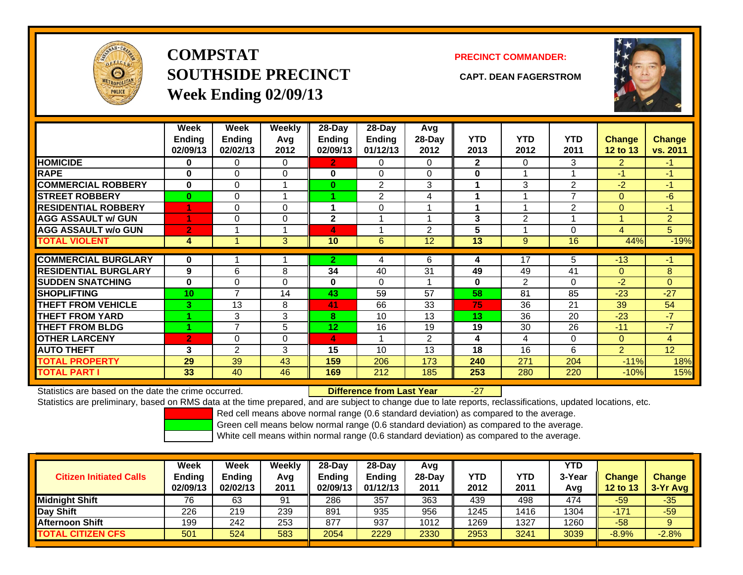# COMPSTAT SOUTHSIDE PRECINCT
## Week Ending 02/09/13

**PRECINCT COMMANDER:**

**CAPT. DEAN FAGERSTROM**

| | Week Ending 02/09/13 | Week Ending 02/02/13 | Weekly Avg 2012 | 28-Day Ending 02/09/13 | 28-Day Ending 01/12/13 | Avg 28-Day 2012 | YTD 2013 | YTD 2012 | YTD 2011 | Change 12 to 13 | Change vs. 2011 |
|---|---|---|---|---|---|---|---|---|---|---|---|
| HOMICIDE | 0 | 0 | 0 | 2 | 0 | 0 | 2 | 0 | 3 | 2 | -1 |
| RAPE | 0 | 0 | 0 | 0 | 0 | 0 | 0 | 1 | 1 | -1 | -1 |
| COMMERCIAL ROBBERY | 0 | 0 | 1 | 0 | 2 | 3 | 1 | 3 | 2 | -2 | -1 |
| STREET ROBBERY | 0 | 0 | 1 | 1 | 2 | 4 | 1 | 1 | 7 | 0 | -6 |
| RESIDENTIAL ROBBERY | 1 | 0 | 0 | 1 | 0 | 1 | 1 | 1 | 2 | 0 | -1 |
| AGG ASSAULT w/ GUN | 1 | 0 | 0 | 2 | 1 | 1 | 3 | 2 | 1 | 1 | 2 |
| AGG ASSAULT w/o GUN | 2 | 1 | 1 | 4 | 1 | 2 | 5 | 1 | 0 | 4 | 5 |
| TOTAL VIOLENT | 4 | 1 | 3 | 10 | 6 | 12 | 13 | 9 | 16 | 44% | -19% |
| COMMERCIAL BURGLARY | 0 | 1 | 1 | 2 | 4 | 6 | 4 | 17 | 5 | -13 | -1 |
| RESIDENTIAL BURGLARY | 9 | 6 | 8 | 34 | 40 | 31 | 49 | 49 | 41 | 0 | 8 |
| SUDDEN SNATCHING | 0 | 0 | 0 | 0 | 0 | 1 | 0 | 2 | 0 | -2 | 0 |
| SHOPLIFTING | 10 | 7 | 14 | 43 | 59 | 57 | 58 | 81 | 85 | -23 | -27 |
| THEFT FROM VEHICLE | 3 | 13 | 8 | 41 | 66 | 33 | 75 | 36 | 21 | 39 | 54 |
| THEFT FROM YARD | 1 | 3 | 3 | 8 | 10 | 13 | 13 | 36 | 20 | -23 | -7 |
| THEFT FROM BLDG | 1 | 7 | 5 | 12 | 16 | 19 | 19 | 30 | 26 | -11 | -7 |
| OTHER LARCENY | 2 | 0 | 0 | 4 | 1 | 2 | 4 | 4 | 0 | 0 | 4 |
| AUTO THEFT | 3 | 2 | 3 | 15 | 10 | 13 | 18 | 16 | 6 | 2 | 12 |
| TOTAL PROPERTY | 29 | 39 | 43 | 159 | 206 | 173 | 240 | 271 | 204 | -11% | 18% |
| TOTAL PART I | 33 | 40 | 46 | 169 | 212 | 185 | 253 | 280 | 220 | -10% | 15% |

Statistics are based on the date the crime occurred. **Difference from Last Year** -27

Statistics are preliminary, based on RMS data at the time prepared, and are subject to change due to late reports, reclassifications, updated locations, etc.

Red cell means above normal range (0.6 standard deviation) as compared to the average.

Green cell means below normal range (0.6 standard deviation) as compared to the average.

White cell means within normal range (0.6 standard deviation) as compared to the average.

| Citizen Initiated Calls | Week Ending 02/09/13 | Week Ending 02/02/13 | Weekly Avg 2011 | 28-Day Ending 02/09/13 | 28-Day Ending 01/12/13 | Avg 28-Day 2011 | YTD 2012 | YTD 2011 | YTD 3-Year Avg | Change 12 to 13 | Change 3-Yr Avg |
|---|---|---|---|---|---|---|---|---|---|---|---|
| Midnight Shift | 76 | 63 | 91 | 286 | 357 | 363 | 439 | 498 | 474 | -59 | -35 |
| Day Shift | 226 | 219 | 239 | 891 | 935 | 956 | 1245 | 1416 | 1304 | -171 | -59 |
| Afternoon Shift | 199 | 242 | 253 | 877 | 937 | 1012 | 1269 | 1327 | 1260 | -58 | 9 |
| TOTAL CITIZEN CFS | 501 | 524 | 583 | 2054 | 2229 | 2330 | 2953 | 3241 | 3039 | -8.9% | -2.8% |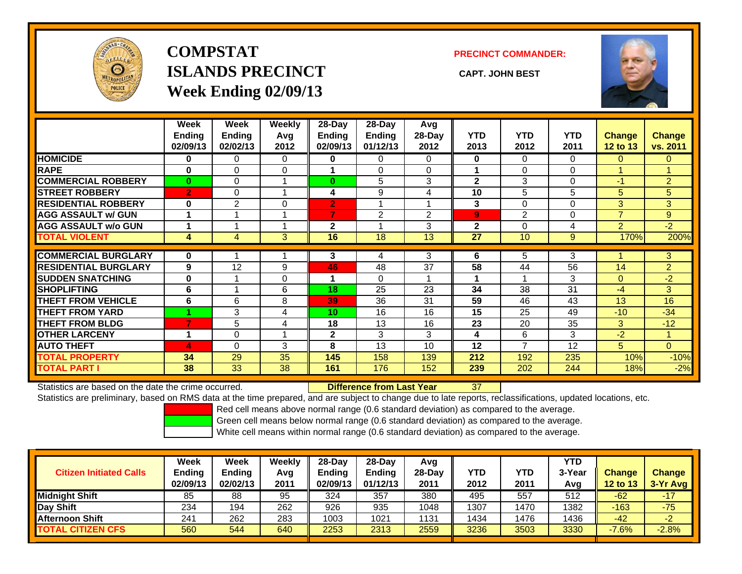# COMPSTAT
# ISLANDS PRECINCT
# Week Ending 02/09/13

**PRECINCT COMMANDER:**

**CAPT. JOHN BEST**

| | Week Ending 02/09/13 | Week Ending 02/02/13 | Weekly Avg 2012 | 28-Day Ending 02/09/13 | 28-Day Ending 01/12/13 | Avg 28-Day 2012 | YTD 2013 | YTD 2012 | YTD 2011 | Change 12 to 13 | Change vs. 2011 |
|---|---|---|---|---|---|---|---|---|---|---|---|
| HOMICIDE | 0 | 0 | 0 | 0 | 0 | 0 | 0 | 0 | 0 | 0 | 0 |
| RAPE | 0 | 0 | 0 | 1 | 0 | 0 | 1 | 0 | 0 | 1 | 1 |
| COMMERCIAL ROBBERY | 0 | 0 | 1 | 0 | 5 | 3 | 2 | 3 | 0 | -1 | 2 |
| STREET ROBBERY | 2 | 0 | 1 | 4 | 9 | 4 | 10 | 5 | 5 | 5 | 5 |
| RESIDENTIAL ROBBERY | 0 | 2 | 0 | 2 | 1 | 1 | 3 | 0 | 0 | 3 | 3 |
| AGG ASSAULT w/ GUN | 1 | 1 | 1 | 7 | 2 | 2 | 9 | 2 | 0 | 7 | 9 |
| AGG ASSAULT w/o GUN | 1 | 1 | 1 | 2 | 1 | 3 | 2 | 0 | 4 | 2 | -2 |
| TOTAL VIOLENT | 4 | 4 | 3 | 16 | 18 | 13 | 27 | 10 | 9 | 170% | 200% |
| COMMERCIAL BURGLARY | 0 | 1 | 1 | 3 | 4 | 3 | 6 | 5 | 3 | 1 | 3 |
| RESIDENTIAL BURGLARY | 9 | 12 | 9 | 46 | 48 | 37 | 58 | 44 | 56 | 14 | 2 |
| SUDDEN SNATCHING | 0 | 1 | 0 | 1 | 0 | 1 | 1 | 1 | 3 | 0 | -2 |
| SHOPLIFTING | 6 | 1 | 6 | 18 | 25 | 23 | 34 | 38 | 31 | -4 | 3 |
| THEFT FROM VEHICLE | 6 | 6 | 8 | 39 | 36 | 31 | 59 | 46 | 43 | 13 | 16 |
| THEFT FROM YARD | 1 | 3 | 4 | 10 | 16 | 16 | 15 | 25 | 49 | -10 | -34 |
| THEFT FROM BLDG | 7 | 5 | 4 | 18 | 13 | 16 | 23 | 20 | 35 | 3 | -12 |
| OTHER LARCENY | 1 | 0 | 1 | 2 | 3 | 3 | 4 | 6 | 3 | -2 | 1 |
| AUTO THEFT | 4 | 0 | 3 | 8 | 13 | 10 | 12 | 7 | 12 | 5 | 0 |
| TOTAL PROPERTY | 34 | 29 | 35 | 145 | 158 | 139 | 212 | 192 | 235 | 10% | -10% |
| TOTAL PART I | 38 | 33 | 38 | 161 | 176 | 152 | 239 | 202 | 244 | 18% | -2% |

Statistics are based on the date the crime occurred. **Difference from Last Year** 37

Statistics are preliminary, based on RMS data at the time prepared, and are subject to change due to late reports, reclassifications, updated locations, etc.

Red cell means above normal range (0.6 standard deviation) as compared to the average.

Green cell means below normal range (0.6 standard deviation) as compared to the average.

White cell means within normal range (0.6 standard deviation) as compared to the average.

| Citizen Initiated Calls | Week Ending 02/09/13 | Week Ending 02/02/13 | Weekly Avg 2011 | 28-Day Ending 02/09/13 | 28-Day Ending 01/12/13 | Avg 28-Day 2011 | YTD 2012 | YTD 2011 | YTD 3-Year Avg | Change 12 to 13 | Change 3-Yr Avg |
|---|---|---|---|---|---|---|---|---|---|---|---|
| Midnight Shift | 85 | 88 | 95 | 324 | 357 | 380 | 495 | 557 | 512 | -62 | -17 |
| Day Shift | 234 | 194 | 262 | 926 | 935 | 1048 | 1307 | 1470 | 1382 | -163 | -75 |
| Afternoon Shift | 241 | 262 | 283 | 1003 | 1021 | 1131 | 1434 | 1476 | 1436 | -42 | -2 |
| TOTAL CITIZEN CFS | 560 | 544 | 640 | 2253 | 2313 | 2559 | 3236 | 3503 | 3330 | -7.6% | -2.8% |